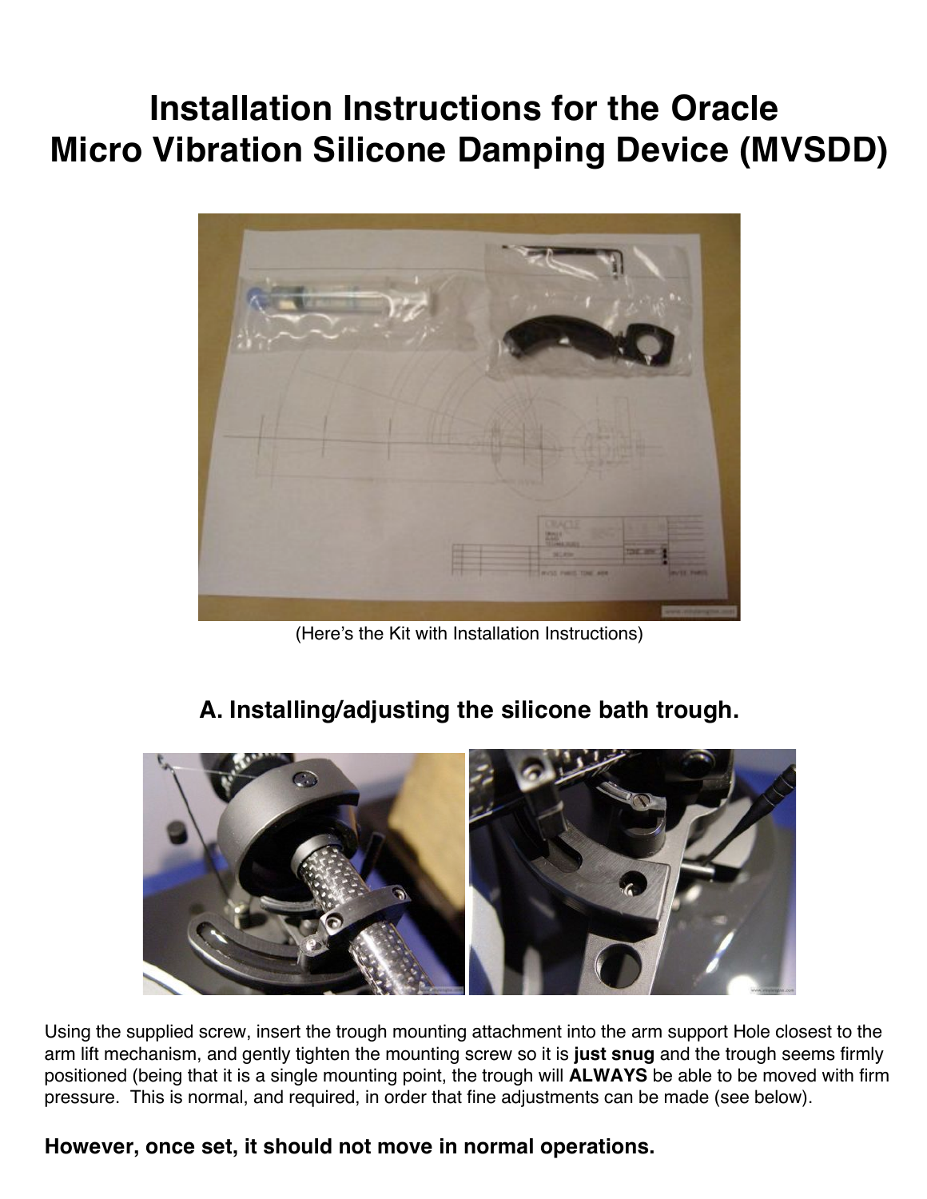# Installation Instructions for the Oracle Micro Vibration Silicone Damping Device (MVSDD)

(Here's the Kit with Installation Instructions)

## A. Installing/adjusting the silicone bath trough.

Using the supplied screw, insert the trough mounting attachment into the arm support Hole closest to the arm lift mechanism, and gently tighten the mounting screw so it is **just snug** and the trough seems firmly positioned (being that it is a single mounting point, the trough will **ALWAYS** be able to be moved with firm pressure. This is normal, and required, in order that fine adjustments can be made (see below).

**However, once set, it should not move in normal operations.**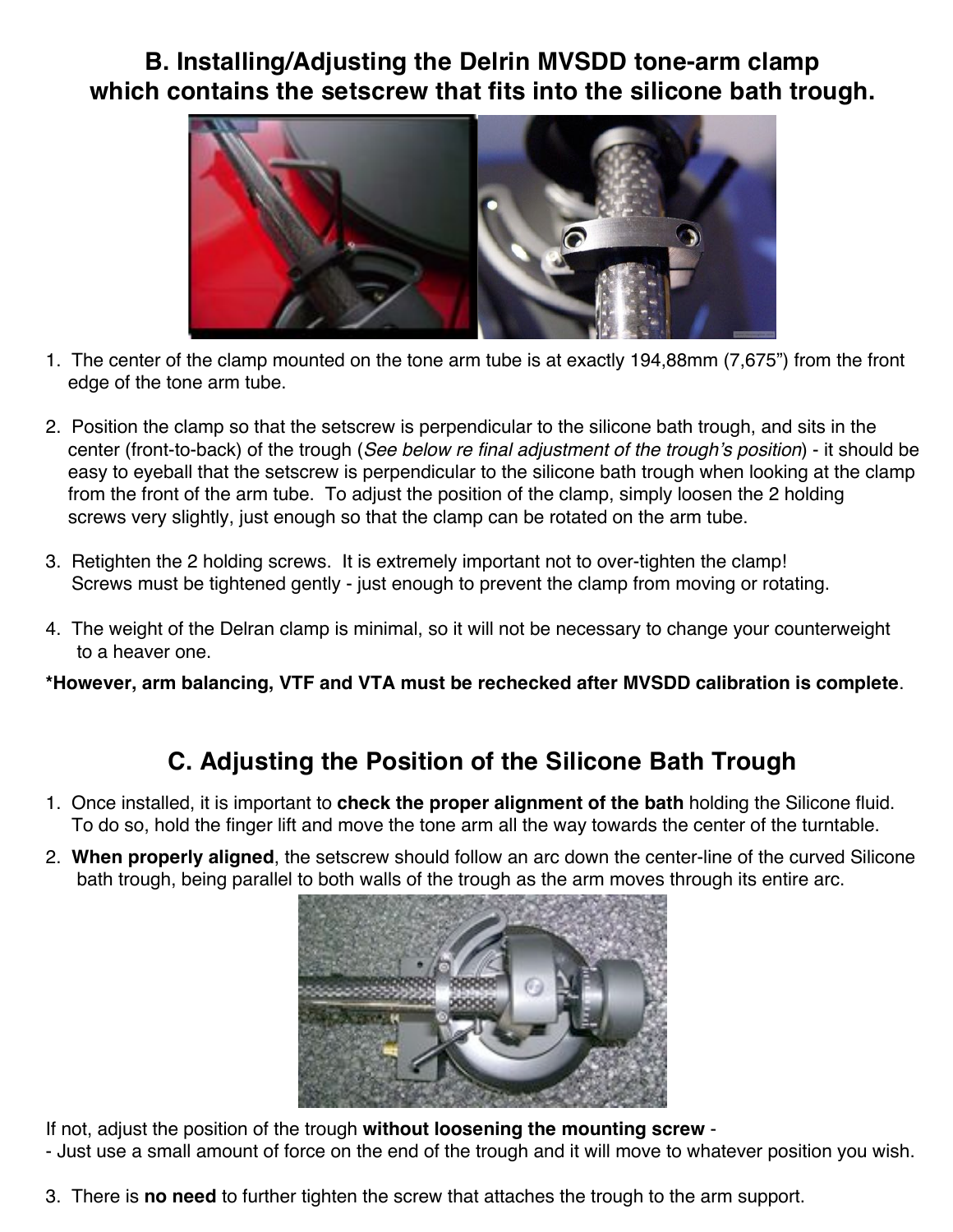## B. Installing/Adjusting the Delrin MVSDD tone-arm clamp which contains the setscrew that fits into the silicone bath trough.

1. The center of the clamp mounted on the tone arm tube is at exactly 194,88mm (7,675") from the front edge of the tone arm tube.

2. Position the clamp so that the setscrew is perpendicular to the silicone bath trough, and sits in the center (front-to-back) of the trough (*See below re final adjustment of the trough's position*) - it should be easy to eyeball that the setscrew is perpendicular to the silicone bath trough when looking at the clamp from the front of the arm tube. To adjust the position of the clamp, simply loosen the 2 holding screws very slightly, just enough so that the clamp can be rotated on the arm tube.

3. Retighten the 2 holding screws. It is extremely important not to over-tighten the clamp! Screws must be tightened gently - just enough to prevent the clamp from moving or rotating.

4. The weight of the Delran clamp is minimal, so it will not be necessary to change your counterweight to a heaver one.

***However, arm balancing, VTF and VTA must be rechecked after MVSDD calibration is complete**.

## C. Adjusting the Position of the Silicone Bath Trough

1. Once installed, it is important to **check the proper alignment of the bath** holding the Silicone fluid. To do so, hold the finger lift and move the tone arm all the way towards the center of the turntable.

2. **When properly aligned**, the setscrew should follow an arc down the center-line of the curved Silicone bath trough, being parallel to both walls of the trough as the arm moves through its entire arc.

If not, adjust the position of the trough **without loosening the mounting screw** -
- Just use a small amount of force on the end of the trough and it will move to whatever position you wish.

3. There is **no need** to further tighten the screw that attaches the trough to the arm support.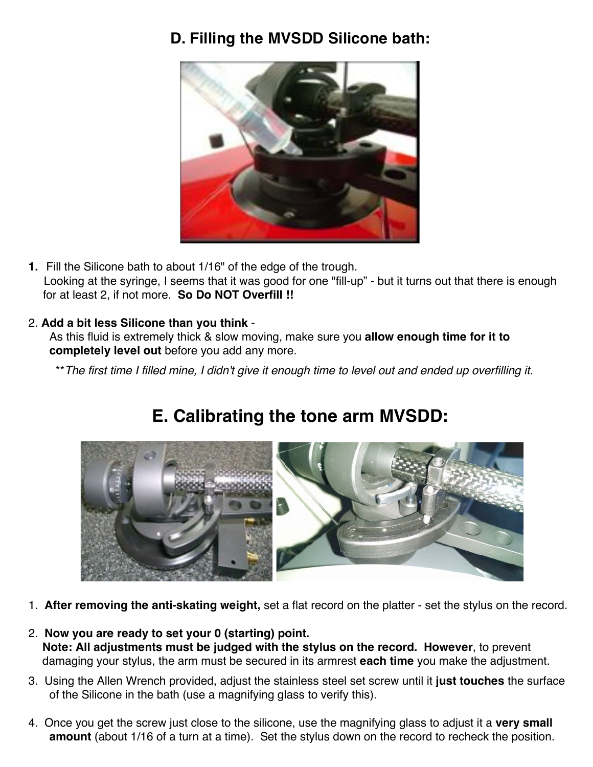## D. Filling the MVSDD Silicone bath:

1. Fill the Silicone bath to about 1/16" of the edge of the trough.
   Looking at the syringe, I seems that it was good for one "fill-up" - but it turns out that there is enough for at least 2, if not more. **So Do NOT Overfill !!**

2. **Add a bit less Silicone than you think** -
   As this fluid is extremely thick & slow moving, make sure you **allow enough time for it to completely level out** before you add any more.

   *\*\*The first time I filled mine, I didn't give it enough time to level out and ended up overfilling it.*

## E. Calibrating the tone arm MVSDD:

1. **After removing the anti-skating weight,** set a flat record on the platter - set the stylus on the record.

2. **Now you are ready to set your 0 (starting) point.**
   **Note: All adjustments must be judged with the stylus on the record. However**, to prevent damaging your stylus, the arm must be secured in its armrest **each time** you make the adjustment.

3. Using the Allen Wrench provided, adjust the stainless steel set screw until it **just touches** the surface of the Silicone in the bath (use a magnifying glass to verify this).

4. Once you get the screw just close to the silicone, use the magnifying glass to adjust it a **very small amount** (about 1/16 of a turn at a time). Set the stylus down on the record to recheck the position.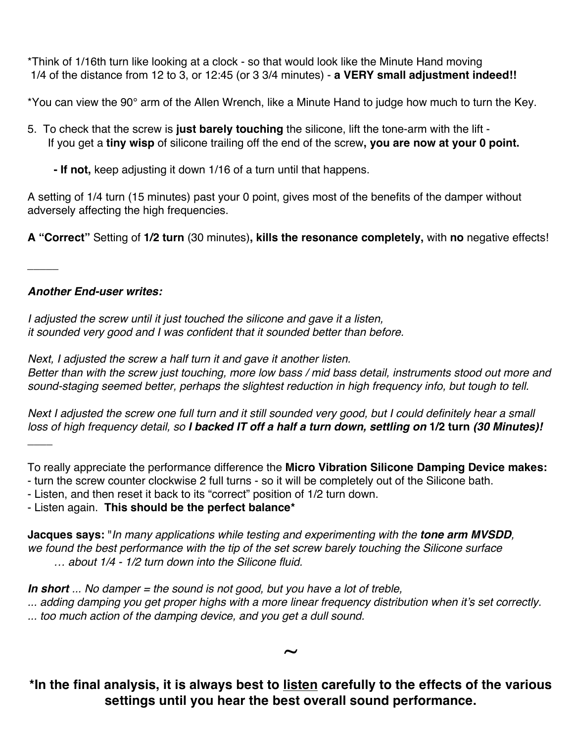*Think of 1/16th turn like looking at a clock - so that would look like the Minute Hand moving 1/4 of the distance from 12 to 3, or 12:45 (or 3 3/4 minutes) - **a VERY small adjustment indeed!!**

*You can view the 90° arm of the Allen Wrench, like a Minute Hand to judge how much to turn the Key.

5. To check that the screw is **just barely touching** the silicone, lift the tone-arm with the lift - If you get a **tiny wisp** of silicone trailing off the end of the screw**, you are now at your 0 point.**

   **- If not,** keep adjusting it down 1/16 of a turn until that happens.

A setting of 1/4 turn (15 minutes) past your 0 point, gives most of the benefits of the damper without adversely affecting the high frequencies.

**A "Correct"** Setting of **1/2 turn** (30 minutes)**, kills the resonance completely,** with **no** negative effects!

_____

***Another End-user writes:***

*I adjusted the screw until it just touched the silicone and gave it a listen, it sounded very good and I was confident that it sounded better than before.*

*Next, I adjusted the screw a half turn it and gave it another listen. Better than with the screw just touching, more low bass / mid bass detail, instruments stood out more and sound-staging seemed better, perhaps the slightest reduction in high frequency info, but tough to tell.*

*Next I adjusted the screw one full turn and it still sounded very good, but I could definitely hear a small loss of high frequency detail, so* ***I backed IT off a half a turn down, settling on*** **1/2 turn** ***(30 Minutes)!***

____

To really appreciate the performance difference the **Micro Vibration Silicone Damping Device makes:**
- turn the screw counter clockwise 2 full turns - so it will be completely out of the Silicone bath.
- Listen, and then reset it back to its "correct" position of 1/2 turn down.
- Listen again. **This should be the perfect balance***

**Jacques says:** "*In many applications while testing and experimenting with the* ***tone arm MVSDD****, we found the best performance with the tip of the set screw barely touching the Silicone surface … about 1/4 - 1/2 turn down into the Silicone fluid.*

***In short*** *... No damper = the sound is not good, but you have a lot of treble,*
*... adding damping you get proper highs with a more linear frequency distribution when it's set correctly.*
*... too much action of the damping device, and you get a dull sound.*

~

**\*In the final analysis, it is always best to <u>listen</u> carefully to the effects of the various settings until you hear the best overall sound performance.**